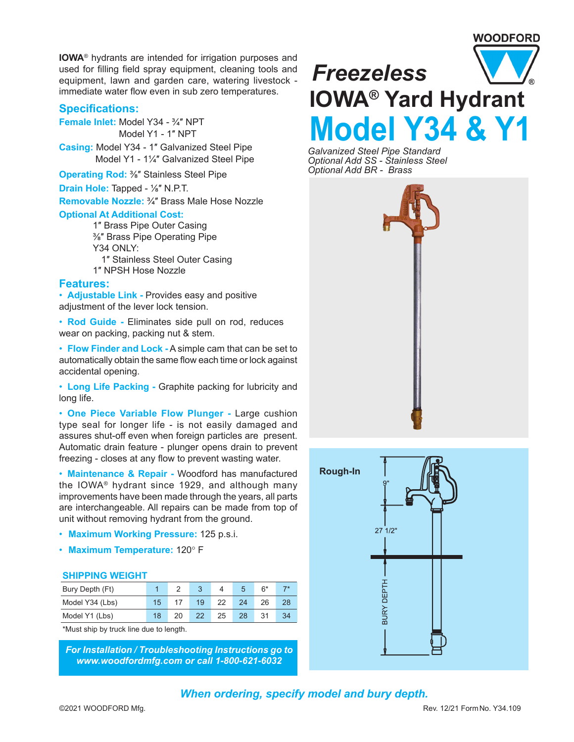WOODFORD

# *Freezeless*

# IOWA® Yard Hydrant

# Model Y34 & Y1

*Galvanized Steel Pipe Standard*
*Optional Add SS - Stainless Steel*
*Optional Add BR - Brass*

**IOWA**® hydrants are intended for irrigation purposes and used for filling field spray equipment, cleaning tools and equipment, lawn and garden care, watering livestock - immediate water flow even in sub zero temperatures.

## Specifications:

**Female Inlet:** Model Y34 - ¾″ NPT
Model Y1 - 1″ NPT

**Casing:** Model Y34 - 1″ Galvanized Steel Pipe
Model Y1 - 1¼″ Galvanized Steel Pipe

**Operating Rod:** ⅜″ Stainless Steel Pipe

**Drain Hole:** Tapped - ⅛″ N.P.T.

**Removable Nozzle:** ¾″ Brass Male Hose Nozzle

**Optional At Additional Cost:**
1″ Brass Pipe Outer Casing
⅜″ Brass Pipe Operating Pipe
Y34 ONLY:
1″ Stainless Steel Outer Casing
1″ NPSH Hose Nozzle

## Features:

- **Adjustable Link -** Provides easy and positive adjustment of the lever lock tension.
- **Rod Guide -** Eliminates side pull on rod, reduces wear on packing, packing nut & stem.
- **Flow Finder and Lock -** A simple cam that can be set to automatically obtain the same flow each time or lock against accidental opening.
- **Long Life Packing -** Graphite packing for lubricity and long life.
- **One Piece Variable Flow Plunger -** Large cushion type seal for longer life - is not easily damaged and assures shut-off even when foreign particles are present. Automatic drain feature - plunger opens drain to prevent freezing - closes at any flow to prevent wasting water.
- **Maintenance & Repair -** Woodford has manufactured the IOWA® hydrant since 1929, and although many improvements have been made through the years, all parts are interchangeable. All repairs can be made from top of unit without removing hydrant from the ground.
- **Maximum Working Pressure:** 125 p.s.i.
- **Maximum Temperature:** 120° F

### SHIPPING WEIGHT

| Bury Depth (Ft) | 1 | 2 | 3 | 4 | 5 | 6* | 7* |
|---|---|---|---|---|---|---|---|
| Model Y34 (Lbs) | 15 | 17 | 19 | 22 | 24 | 26 | 28 |
| Model Y1 (Lbs) | 18 | 20 | 22 | 25 | 28 | 31 | 34 |

*Must ship by truck line due to length.

***For Installation / Troubleshooting Instructions go to www.woodfordmfg.com or call 1-800-621-6032***

**Rough-In**

9"

27 1/2"

BURY DEPTH

***When ordering, specify model and bury depth.***

©2021 WOODFORD Mfg.

Rev. 12/21 Form No. Y34.109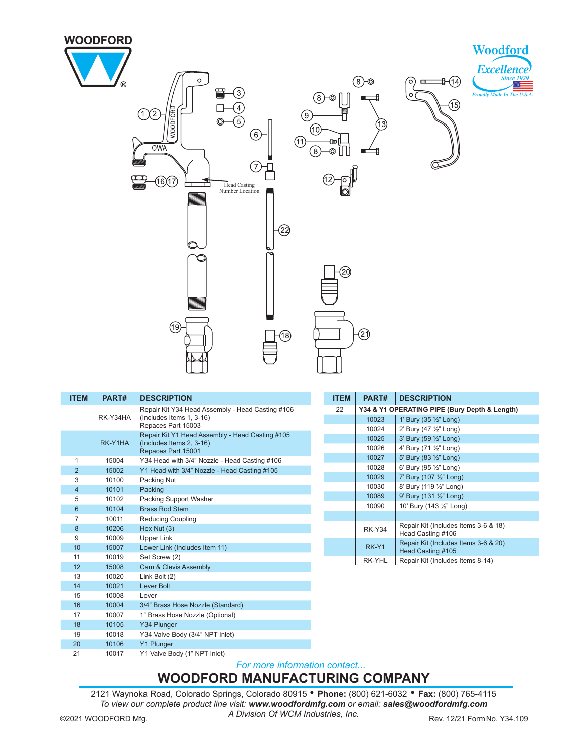**WOODFORD**

Woodford Excellence Since 1929 — Proudly Made In The U.S.A.

Head Casting Number Location

| ITEM | PART# | DESCRIPTION |
|---|---|---|
| | RK-Y34HA | Repair Kit Y34 Head Assembly - Head Casting #106 (Includes Items 1, 3-16) Repaces Part 15003 |
| | RK-Y1HA | Repair Kit Y1 Head Assembly - Head Casting #105 (Includes Items 2, 3-16) Repaces Part 15001 |
| 1 | 15004 | Y34 Head with 3/4" Nozzle - Head Casting #106 |
| 2 | 15002 | Y1 Head with 3/4" Nozzle - Head Casting #105 |
| 3 | 10100 | Packing Nut |
| 4 | 10101 | Packing |
| 5 | 10102 | Packing Support Washer |
| 6 | 10104 | Brass Rod Stem |
| 7 | 10011 | Reducing Coupling |
| 8 | 10206 | Hex Nut (3) |
| 9 | 10009 | Upper Link |
| 10 | 15007 | Lower Link (Includes Item 11) |
| 11 | 10019 | Set Screw (2) |
| 12 | 15008 | Cam & Clevis Assembly |
| 13 | 10020 | Link Bolt (2) |
| 14 | 10021 | Lever Bolt |
| 15 | 10008 | Lever |
| 16 | 10004 | 3/4" Brass Hose Nozzle (Standard) |
| 17 | 10007 | 1" Brass Hose Nozzle (Optional) |
| 18 | 10105 | Y34 Plunger |
| 19 | 10018 | Y34 Valve Body (3/4" NPT Inlet) |
| 20 | 10106 | Y1 Plunger |
| 21 | 10017 | Y1 Valve Body (1" NPT Inlet) |

| ITEM | PART# | DESCRIPTION |
|---|---|---|
| 22 | | **Y34 & Y1 OPERATING PIPE (Bury Depth & Length)** |
| | 10023 | 1' Bury (35 ½" Long) |
| | 10024 | 2' Bury (47 ½" Long) |
| | 10025 | 3' Bury (59 ½" Long) |
| | 10026 | 4' Bury (71 ½" Long) |
| | 10027 | 5' Bury (83 ½" Long) |
| | 10028 | 6' Bury (95 ½" Long) |
| | 10029 | 7' Bury (107 ½" Long) |
| | 10030 | 8' Bury (119 ½" Long) |
| | 10089 | 9' Bury (131 ½" Long) |
| | 10090 | 10' Bury (143 ½" Long) |
| | | |
| | RK-Y34 | Repair Kit (Includes Items 3-6 & 18) Head Casting #106 |
| | RK-Y1 | Repair Kit (Includes Items 3-6 & 20) Head Casting #105 |
| | RK-YHL | Repair Kit (Includes Items 8-14) |

*For more information contact...*

## WOODFORD MANUFACTURING COMPANY

2121 Waynoka Road, Colorado Springs, Colorado 80915 • **Phone:** (800) 621-6032 • **Fax:** (800) 765-4115

*To view our complete product line visit:* ***www.woodfordmfg.com*** *or email:* ***sales@woodfordmfg.com***

*A Division Of WCM Industries, Inc.*

©2021 WOODFORD Mfg.

Rev. 12/21 Form No. Y34.109